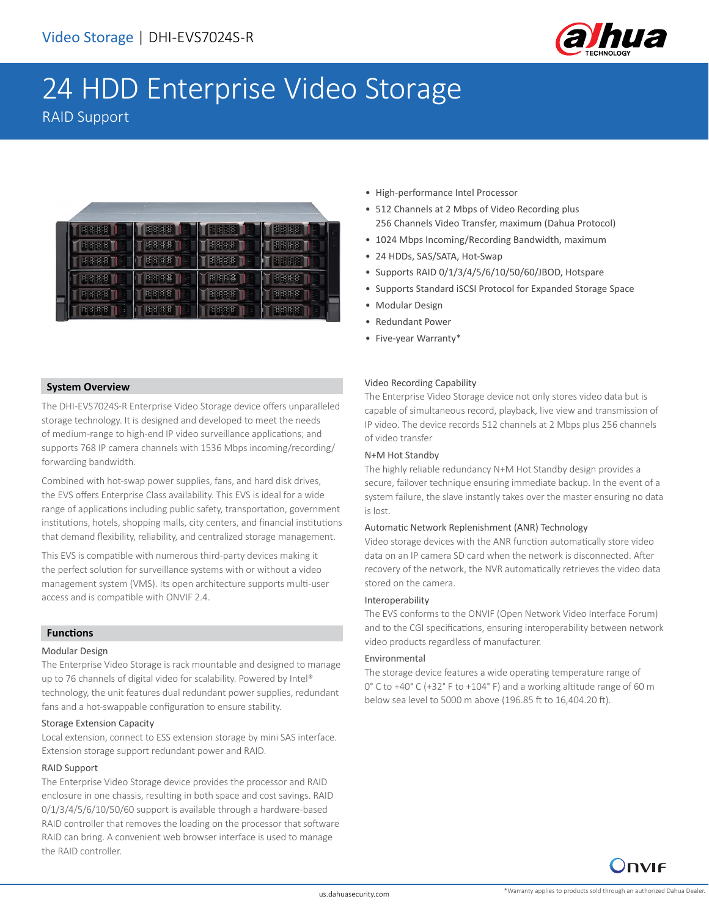Video Storage | DHI-EVS7024S-R

# 24 HDD Enterprise Video Storage

RAID Support

- High-performance Intel Processor
- 512 Channels at 2 Mbps of Video Recording plus 256 Channels Video Transfer, maximum (Dahua Protocol)
- 1024 Mbps Incoming/Recording Bandwidth, maximum
- 24 HDDs, SAS/SATA, Hot-Swap
- Supports RAID 0/1/3/4/5/6/10/50/60/JBOD, Hotspare
- Supports Standard iSCSI Protocol for Expanded Storage Space
- Modular Design
- Redundant Power
- Five-year Warranty*

## System Overview

The DHI-EVS7024S-R Enterprise Video Storage device offers unparalleled storage technology. It is designed and developed to meet the needs of medium-range to high-end IP video surveillance applications; and supports 768 IP camera channels with 1536 Mbps incoming/recording/forwarding bandwidth.

Combined with hot-swap power supplies, fans, and hard disk drives, the EVS offers Enterprise Class availability. This EVS is ideal for a wide range of applications including public safety, transportation, government institutions, hotels, shopping malls, city centers, and financial institutions that demand flexibility, reliability, and centralized storage management.

This EVS is compatible with numerous third-party devices making it the perfect solution for surveillance systems with or without a video management system (VMS). Its open architecture supports multi-user access and is compatible with ONVIF 2.4.

## Functions

### Modular Design

The Enterprise Video Storage is rack mountable and designed to manage up to 76 channels of digital video for scalability. Powered by Intel® technology, the unit features dual redundant power supplies, redundant fans and a hot-swappable configuration to ensure stability.

### Storage Extension Capacity

Local extension, connect to ESS extension storage by mini SAS interface. Extension storage support redundant power and RAID.

### RAID Support

The Enterprise Video Storage device provides the processor and RAID enclosure in one chassis, resulting in both space and cost savings. RAID 0/1/3/4/5/6/10/50/60 support is available through a hardware-based RAID controller that removes the loading on the processor that software RAID can bring. A convenient web browser interface is used to manage the RAID controller.

### Video Recording Capability

The Enterprise Video Storage device not only stores video data but is capable of simultaneous record, playback, live view and transmission of IP video. The device records 512 channels at 2 Mbps plus 256 channels of video transfer

### N+M Hot Standby

The highly reliable redundancy N+M Hot Standby design provides a secure, failover technique ensuring immediate backup. In the event of a system failure, the slave instantly takes over the master ensuring no data is lost.

### Automatic Network Replenishment (ANR) Technology

Video storage devices with the ANR function automatically store video data on an IP camera SD card when the network is disconnected. After recovery of the network, the NVR automatically retrieves the video data stored on the camera.

### Interoperability

The EVS conforms to the ONVIF (Open Network Video Interface Forum) and to the CGI specifications, ensuring interoperability between network video products regardless of manufacturer.

### Environmental

The storage device features a wide operating temperature range of 0° C to +40° C (+32° F to +104° F) and a working altitude range of 60 m below sea level to 5000 m above (196.85 ft to 16,404.20 ft).

*Warranty applies to products sold through an authorized Dahua Dealer.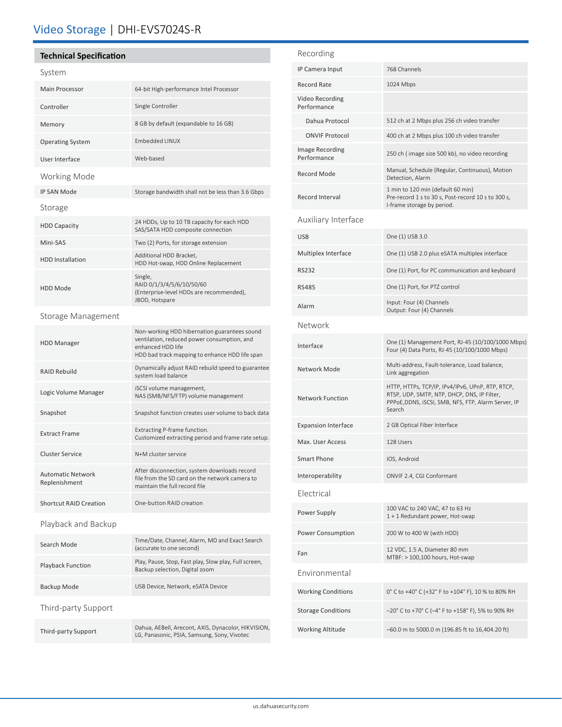# Video Storage | DHI-EVS7024S-R

## Technical Specification

### System

| | |
|---|---|
| Main Processor | 64-bit High-performance Intel Processor |
| Controller | Single Controller |
| Memory | 8 GB by default (expandable to 16 GB) |
| Operating System | Embedded LINUX |
| User Interface | Web-based |

### Working Mode

| | |
|---|---|
| IP SAN Mode | Storage bandwidth shall not be less than 3.6 Gbps |

### Storage

| | |
|---|---|
| HDD Capacity | 24 HDDs, Up to 10 TB capacity for each HDD<br>SAS/SATA HDD composite connection |
| Mini-SAS | Two (2) Ports, for storage extension |
| HDD Installation | Additional HDD Bracket,<br>HDD Hot-swap, HDD Online Replacement |
| HDD Mode | Single,<br>RAID 0/1/3/4/5/6/10/50/60<br>(Enterprise-level HDDs are recommended),<br>JBOD, Hotspare |

### Storage Management

| | |
|---|---|
| HDD Manager | Non-working HDD hibernation guarantees sound ventilation, reduced power consumption, and enhanced HDD life<br>HDD bad track mapping to enhance HDD life span |
| RAID Rebuild | Dynamically adjust RAID rebuild speed to guarantee system load balance |
| Logic Volume Manager | iSCSI volume management,<br>NAS (SMB/NFS/FTP) volume management |
| Snapshot | Snapshot function creates user volume to back data |
| Extract Frame | Extracting P-frame function.<br>Customized extracting period and frame rate setup. |
| Cluster Service | N+M cluster service |
| Automatic Network Replenishment | After disconnection, system downloads record file from the SD card on the network camera to maintain the full record file |
| Shortcut RAID Creation | One-button RAID creation |

### Playback and Backup

| | |
|---|---|
| Search Mode | Time/Date, Channel, Alarm, MD and Exact Search (accurate to one second) |
| Playback Function | Play, Pause, Stop, Fast play, Slow play, Full screen, Backup selection, Digital zoom |
| Backup Mode | USB Device, Network, eSATA Device |

### Third-party Support

| | |
|---|---|
| Third-party Support | Dahua, AEBell, Arecont, AXIS, Dynacolor, HIKVISION, LG, Panasonic, PSIA, Samsung, Sony, Vivotec |

### Recording

| | |
|---|---|
| IP Camera Input | 768 Channels |
| Record Rate | 1024 Mbps |
| Video Recording Performance | |
| Dahua Protocol | 512 ch at 2 Mbps plus 256 ch video transfer |
| ONVIF Protocol | 400 ch at 2 Mbps plus 100 ch video transfer |
| Image Recording Performance | 250 ch ( image size 500 kb), no video recording |
| Record Mode | Manual, Schedule (Regular, Continuous), Motion Detection, Alarm |
| Record Interval | 1 min to 120 min (default 60 min)<br>Pre-record 1 s to 30 s, Post-record 10 s to 300 s,<br>I-frame storage by period. |

### Auxiliary Interface

| | |
|---|---|
| USB | One (1) USB 3.0 |
| Multiplex Interface | One (1) USB 2.0 plus eSATA multiplex interface |
| RS232 | One (1) Port, for PC communication and keyboard |
| RS485 | One (1) Port, for PTZ control |
| Alarm | Input: Four (4) Channels<br>Output: Four (4) Channels |

### Network

| | |
|---|---|
| Interface | One (1) Management Port, RJ-45 (10/100/1000 Mbps)<br>Four (4) Data Ports, RJ-45 (10/100/1000 Mbps) |
| Network Mode | Multi-address, Fault-tolerance, Load balance, Link aggregation |
| Network Function | HTTP, HTTPs, TCP/IP, IPv4/IPv6, UPnP, RTP, RTCP, RTSP, UDP, SMTP, NTP, DHCP, DNS, IP Filter, PPPoE,DDNS, iSCSI, SMB, NFS, FTP, Alarm Server, IP Search |
| Expansion Interface | 2 GB Optical Fiber Interface |
| Max. User Access | 128 Users |
| Smart Phone | IOS, Android |
| Interoperability | ONVIF 2.4, CGI Conformant |

### Electrical

| | |
|---|---|
| Power Supply | 100 VAC to 240 VAC, 47 to 63 Hz<br>1 + 1 Redundant power, Hot-swap |
| Power Consumption | 200 W to 400 W (with HDD) |
| Fan | 12 VDC, 1.5 A, Diameter 80 mm<br>MTBF: > 100,100 hours, Hot-swap |

### Environmental

| | |
|---|---|
| Working Conditions | 0° C to +40° C (+32° F to +104° F), 10 % to 80% RH |
| Storage Conditions | –20° C to +70° C (–4° F to +158° F), 5% to 90% RH |
| Working Altitude | –60.0 m to 5000.0 m (196.85 ft to 16,404.20 ft) |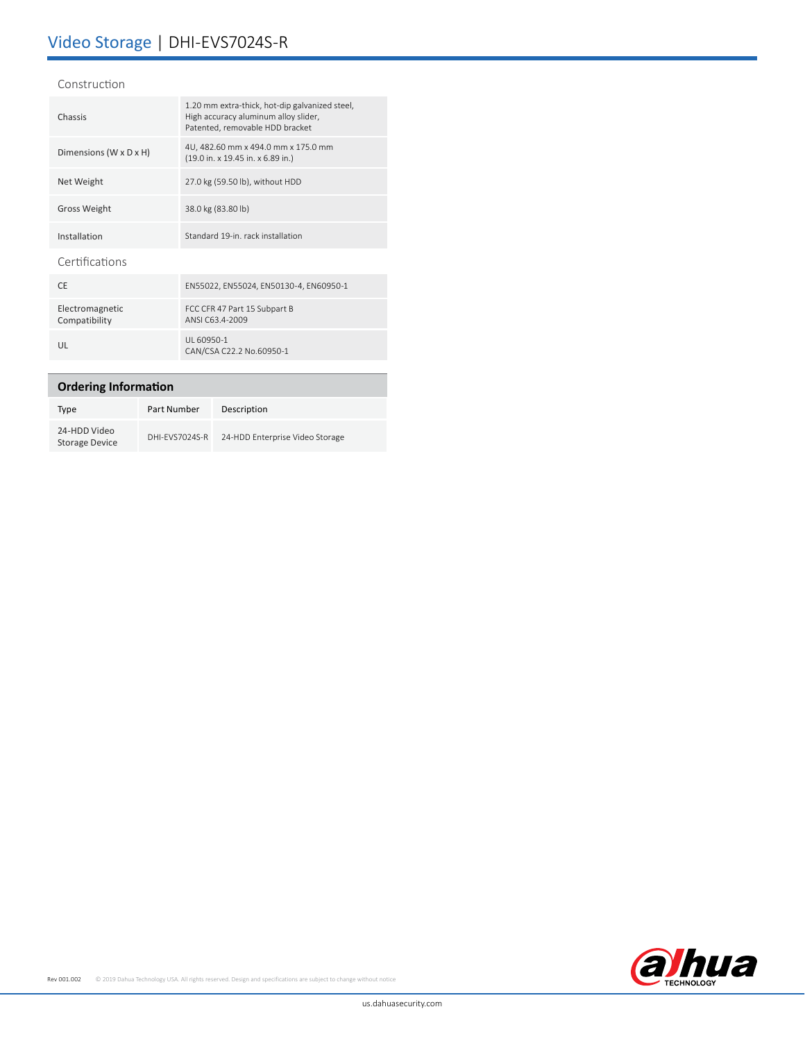### Construction

| | |
|---|---|
| Chassis | 1.20 mm extra-thick, hot-dip galvanized steel, High accuracy aluminum alloy slider, Patented, removable HDD bracket |
| Dimensions (W x D x H) | 4U, 482.60 mm x 494.0 mm x 175.0 mm (19.0 in. x 19.45 in. x 6.89 in.) |
| Net Weight | 27.0 kg (59.50 lb), without HDD |
| Gross Weight | 38.0 kg (83.80 lb) |
| Installation | Standard 19-in. rack installation |

### Certifications

| | |
|---|---|
| CE | EN55022, EN55024, EN50130-4, EN60950-1 |
| Electromagnetic Compatibility | FCC CFR 47 Part 15 Subpart B ANSI C63.4-2009 |
| UL | UL 60950-1 CAN/CSA C22.2 No.60950-1 |

## Ordering Information

| Type | Part Number | Description |
|---|---|---|
| 24-HDD Video Storage Device | DHI-EVS7024S-R | 24-HDD Enterprise Video Storage |

Rev 001.002 © 2019 Dahua Technology USA. All rights reserved. Design and specifications are subject to change without notice

us.dahuasecurity.com